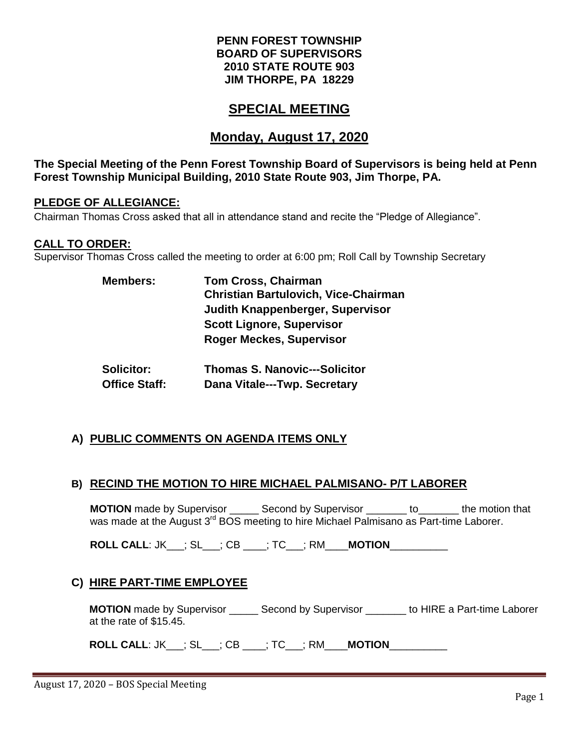**PENN FOREST TOWNSHIP**
**BOARD OF SUPERVISORS**
**2010 STATE ROUTE 903**
**JIM THORPE, PA 18229**

# SPECIAL MEETING

## Monday, August 17, 2020

**The Special Meeting of the Penn Forest Township Board of Supervisors is being held at Penn Forest Township Municipal Building, 2010 State Route 903, Jim Thorpe, PA.**

### PLEDGE OF ALLEGIANCE:

Chairman Thomas Cross asked that all in attendance stand and recite the "Pledge of Allegiance".

### CALL TO ORDER:

Supervisor Thomas Cross called the meeting to order at 6:00 pm; Roll Call by Township Secretary

**Members:** **Tom Cross, Chairman**
**Christian Bartulovich, Vice-Chairman**
**Judith Knappenberger, Supervisor**
**Scott Lignore, Supervisor**
**Roger Meckes, Supervisor**

**Solicitor:** **Thomas S. Nanovic---Solicitor**
**Office Staff:** **Dana Vitale---Twp. Secretary**

### A) PUBLIC COMMENTS ON AGENDA ITEMS ONLY

### B) RECIND THE MOTION TO HIRE MICHAEL PALMISANO- P/T LABORER

**MOTION** made by Supervisor _____ Second by Supervisor _______ to_______ the motion that was made at the August 3rd BOS meeting to hire Michael Palmisano as Part-time Laborer.

**ROLL CALL**: JK___; SL___; CB ____; TC___; RM____**MOTION**__________

### C) HIRE PART-TIME EMPLOYEE

**MOTION** made by Supervisor _____ Second by Supervisor _______ to HIRE a Part-time Laborer at the rate of $15.45.

**ROLL CALL**: JK___; SL___; CB ____; TC___; RM____**MOTION**__________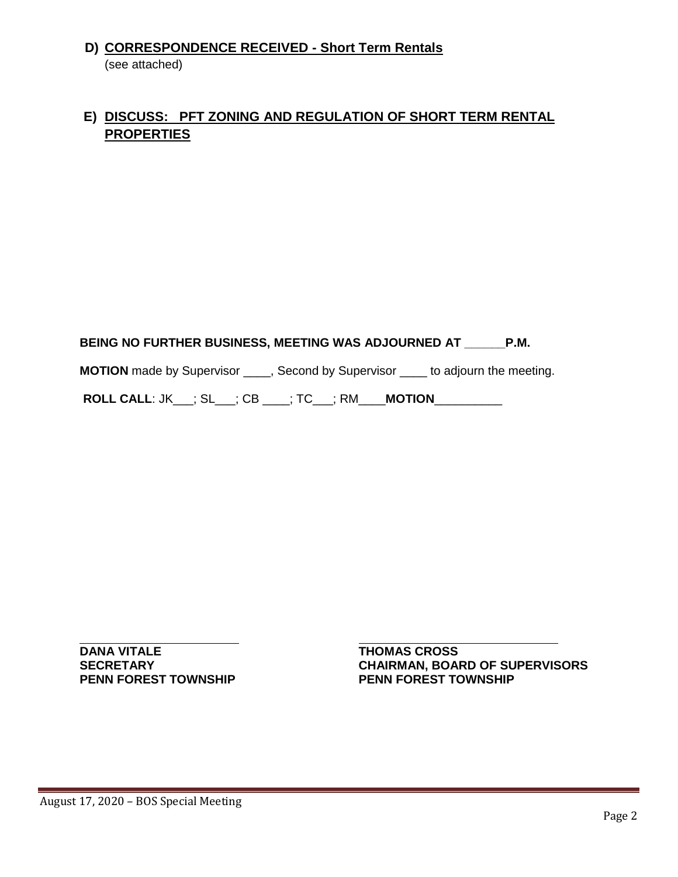**D) CORRESPONDENCE RECEIVED - Short Term Rentals**
(see attached)

**E) DISCUSS: PFT ZONING AND REGULATION OF SHORT TERM RENTAL PROPERTIES**

**BEING NO FURTHER BUSINESS, MEETING WAS ADJOURNED AT ______P.M.**

**MOTION** made by Supervisor ____, Second by Supervisor ____ to adjourn the meeting.

**ROLL CALL**: JK___; SL___; CB ____; TC___; RM____**MOTION**__________

**DANA VITALE**
**SECRETARY**
**PENN FOREST TOWNSHIP**

**THOMAS CROSS**
**CHAIRMAN, BOARD OF SUPERVISORS**
**PENN FOREST TOWNSHIP**